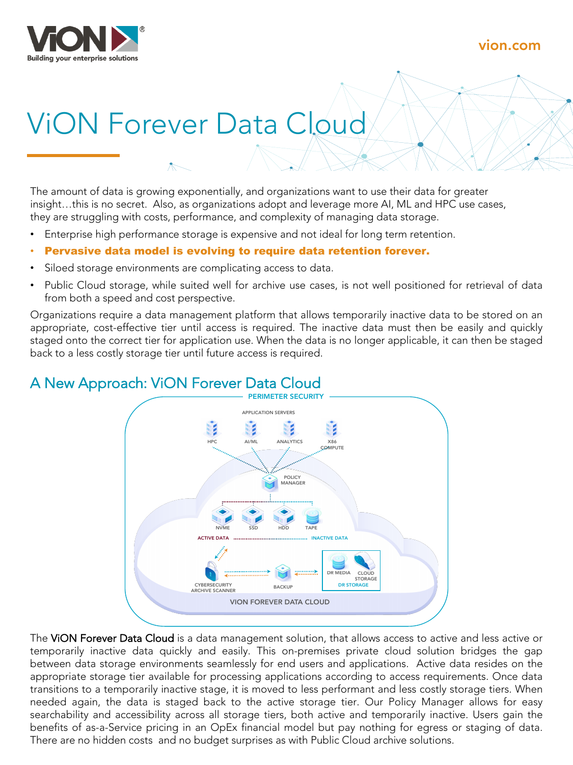# ViON Forever Data Cloud

The amount of data is growing exponentially, and organizations want to use their data for greater insight…this is no secret. Also, as organizations adopt and leverage more AI, ML and HPC use cases, they are struggling with costs, performance, and complexity of managing data storage.

- Enterprise high performance storage is expensive and not ideal for long term retention.
- **Pervasive data model is evolving to require data retention forever.**
- Siloed storage environments are complicating access to data.
- Public Cloud storage, while suited well for archive use cases, is not well positioned for retrieval of data from both a speed and cost perspective.

Organizations require a data management platform that allows temporarily inactive data to be stored on an appropriate, cost-effective tier until access is required. The inactive data must then be easily and quickly staged onto the correct tier for application use. When the data is no longer applicable, it can then be staged back to a less costly storage tier until future access is required.

## A New Approach: ViON Forever Data Cloud

PERIMETER SECURITY

APPLICATION SERVERS: HPC, AI/ML, ANALYTICS, X86 COMPUTE

POLICY MANAGER

NVME, SSD, HDD, TAPE

ACTIVE DATA ... INACTIVE DATA

CYBERSECURITY ARCHIVE SCANNER — BACKUP — DR MEDIA, CLOUD STORAGE (DR STORAGE)

VION FOREVER DATA CLOUD

The ViON Forever Data Cloud is a data management solution, that allows access to active and less active or temporarily inactive data quickly and easily. This on-premises private cloud solution bridges the gap between data storage environments seamlessly for end users and applications. Active data resides on the appropriate storage tier available for processing applications according to access requirements. Once data transitions to a temporarily inactive stage, it is moved to less performant and less costly storage tiers. When needed again, the data is staged back to the active storage tier. Our Policy Manager allows for easy searchability and accessibility across all storage tiers, both active and temporarily inactive. Users gain the benefits of as-a-Service pricing in an OpEx financial model but pay nothing for egress or staging of data. There are no hidden costs and no budget surprises as with Public Cloud archive solutions.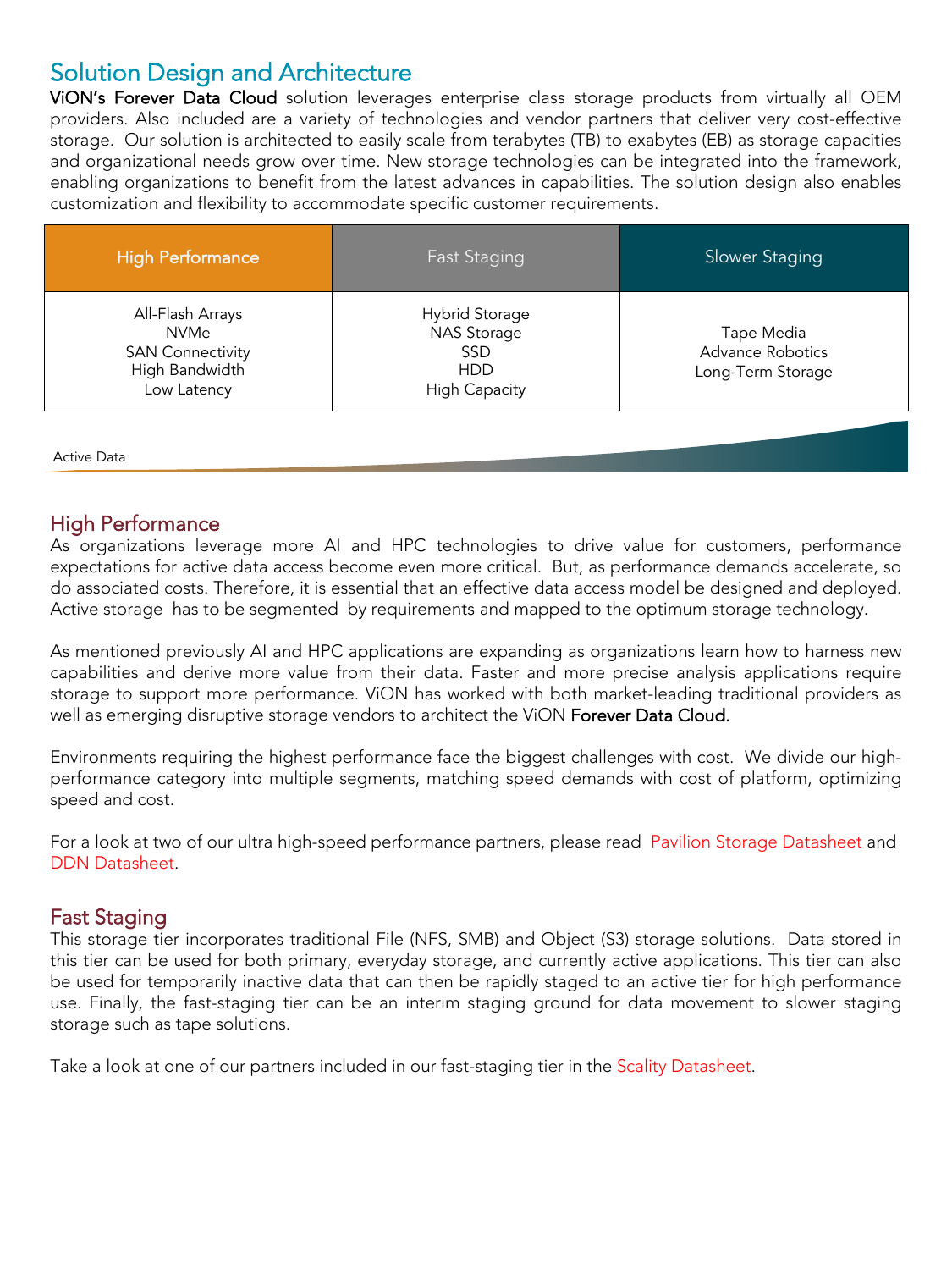## Solution Design and Architecture

**ViON's Forever Data Cloud** solution leverages enterprise class storage products from virtually all OEM providers. Also included are a variety of technologies and vendor partners that deliver very cost-effective storage. Our solution is architected to easily scale from terabytes (TB) to exabytes (EB) as storage capacities and organizational needs grow over time. New storage technologies can be integrated into the framework, enabling organizations to benefit from the latest advances in capabilities. The solution design also enables customization and flexibility to accommodate specific customer requirements.

| High Performance | Fast Staging | Slower Staging |
|---|---|---|
| All-Flash Arrays<br>NVMe<br>SAN Connectivity<br>High Bandwidth<br>Low Latency | Hybrid Storage<br>NAS Storage<br>SSD<br>HDD<br>High Capacity | Tape Media<br>Advance Robotics<br>Long-Term Storage |

Active Data

### High Performance

As organizations leverage more AI and HPC technologies to drive value for customers, performance expectations for active data access become even more critical. But, as performance demands accelerate, so do associated costs. Therefore, it is essential that an effective data access model be designed and deployed. Active storage has to be segmented by requirements and mapped to the optimum storage technology.

As mentioned previously AI and HPC applications are expanding as organizations learn how to harness new capabilities and derive more value from their data. Faster and more precise analysis applications require storage to support more performance. ViON has worked with both market-leading traditional providers as well as emerging disruptive storage vendors to architect the ViON **Forever Data Cloud.**

Environments requiring the highest performance face the biggest challenges with cost. We divide our high-performance category into multiple segments, matching speed demands with cost of platform, optimizing speed and cost.

For a look at two of our ultra high-speed performance partners, please read Pavilion Storage Datasheet and DDN Datasheet.

### Fast Staging

This storage tier incorporates traditional File (NFS, SMB) and Object (S3) storage solutions. Data stored in this tier can be used for both primary, everyday storage, and currently active applications. This tier can also be used for temporarily inactive data that can then be rapidly staged to an active tier for high performance use. Finally, the fast-staging tier can be an interim staging ground for data movement to slower staging storage such as tape solutions.

Take a look at one of our partners included in our fast-staging tier in the Scality Datasheet.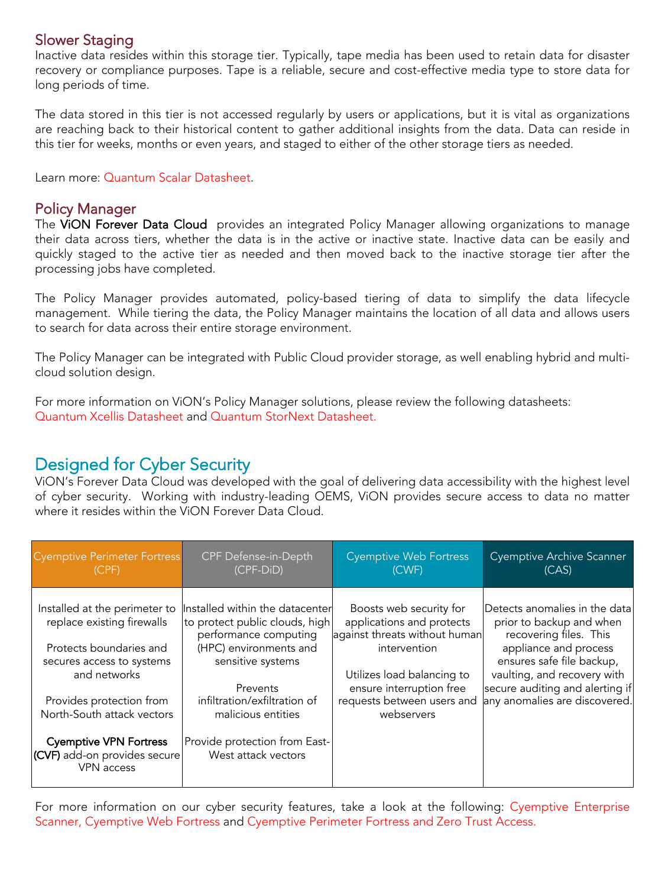## Slower Staging

Inactive data resides within this storage tier. Typically, tape media has been used to retain data for disaster recovery or compliance purposes. Tape is a reliable, secure and cost-effective media type to store data for long periods of time.

The data stored in this tier is not accessed regularly by users or applications, but it is vital as organizations are reaching back to their historical content to gather additional insights from the data. Data can reside in this tier for weeks, months or even years, and staged to either of the other storage tiers as needed.

Learn more: Quantum Scalar Datasheet.

## Policy Manager

The **ViON Forever Data Cloud** provides an integrated Policy Manager allowing organizations to manage their data across tiers, whether the data is in the active or inactive state. Inactive data can be easily and quickly staged to the active tier as needed and then moved back to the inactive storage tier after the processing jobs have completed.

The Policy Manager provides automated, policy-based tiering of data to simplify the data lifecycle management. While tiering the data, the Policy Manager maintains the location of all data and allows users to search for data across their entire storage environment.

The Policy Manager can be integrated with Public Cloud provider storage, as well enabling hybrid and multi-cloud solution design.

For more information on ViON's Policy Manager solutions, please review the following datasheets: Quantum Xcellis Datasheet and Quantum StorNext Datasheet.

# Designed for Cyber Security

ViON's Forever Data Cloud was developed with the goal of delivering data accessibility with the highest level of cyber security. Working with industry-leading OEMS, ViON provides secure access to data no matter where it resides within the ViON Forever Data Cloud.

| Cyemptive Perimeter Fortress (CPF) | CPF Defense-in-Depth (CPF-DiD) | Cyemptive Web Fortress (CWF) | Cyemptive Archive Scanner (CAS) |
|---|---|---|---|
| Installed at the perimeter to replace existing firewalls<br><br>Protects boundaries and secures access to systems and networks<br><br>Provides protection from North-South attack vectors<br><br>**Cyemptive VPN Fortress (CVF)** add-on provides secure VPN access | Installed within the datacenter to protect public clouds, high performance computing (HPC) environments and sensitive systems<br><br>Prevents infiltration/exfiltration of malicious entities<br><br>Provide protection from East-West attack vectors | Boosts web security for applications and protects against threats without human intervention<br><br>Utilizes load balancing to ensure interruption free requests between users and webservers | Detects anomalies in the data prior to backup and when recovering files. This appliance and process ensures safe file backup, vaulting, and recovery with secure auditing and alerting if any anomalies are discovered. |

For more information on our cyber security features, take a look at the following: Cyemptive Enterprise Scanner, Cyemptive Web Fortress and Cyemptive Perimeter Fortress and Zero Trust Access.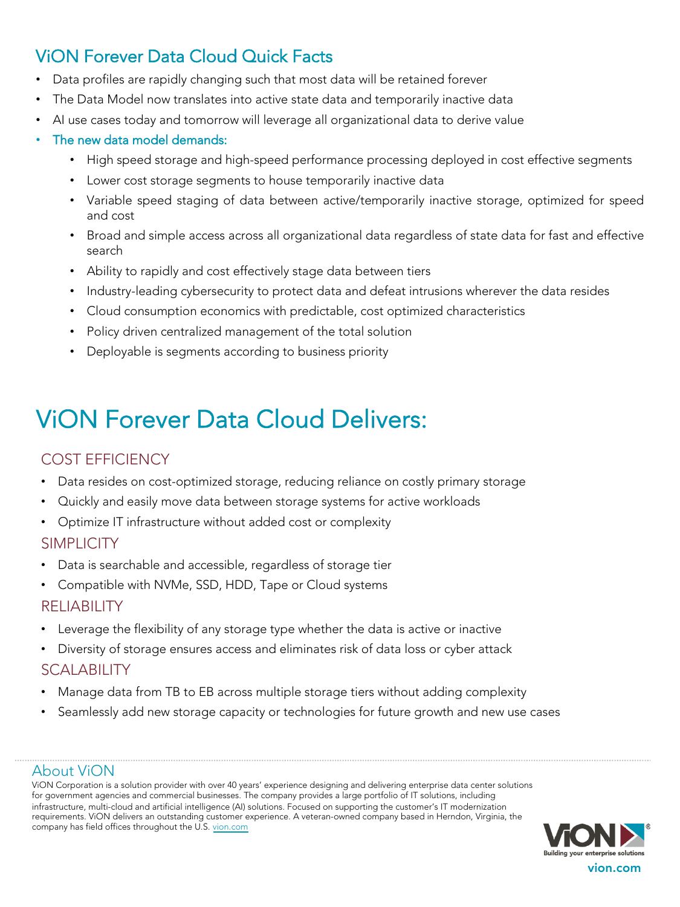## ViON Forever Data Cloud Quick Facts

- Data profiles are rapidly changing such that most data will be retained forever
- The Data Model now translates into active state data and temporarily inactive data
- AI use cases today and tomorrow will leverage all organizational data to derive value
- The new data model demands:
    - High speed storage and high-speed performance processing deployed in cost effective segments
    - Lower cost storage segments to house temporarily inactive data
    - Variable speed staging of data between active/temporarily inactive storage, optimized for speed and cost
    - Broad and simple access across all organizational data regardless of state data for fast and effective search
    - Ability to rapidly and cost effectively stage data between tiers
    - Industry-leading cybersecurity to protect data and defeat intrusions wherever the data resides
    - Cloud consumption economics with predictable, cost optimized characteristics
    - Policy driven centralized management of the total solution
    - Deployable is segments according to business priority

# ViON Forever Data Cloud Delivers:

### COST EFFICIENCY

- Data resides on cost-optimized storage, reducing reliance on costly primary storage
- Quickly and easily move data between storage systems for active workloads
- Optimize IT infrastructure without added cost or complexity

### SIMPLICITY

- Data is searchable and accessible, regardless of storage tier
- Compatible with NVMe, SSD, HDD, Tape or Cloud systems

### RELIABILITY

- Leverage the flexibility of any storage type whether the data is active or inactive
- Diversity of storage ensures access and eliminates risk of data loss or cyber attack

### SCALABILITY

- Manage data from TB to EB across multiple storage tiers without adding complexity
- Seamlessly add new storage capacity or technologies for future growth and new use cases

---

## About ViON

ViON Corporation is a solution provider with over 40 years' experience designing and delivering enterprise data center solutions for government agencies and commercial businesses. The company provides a large portfolio of IT solutions, including infrastructure, multi-cloud and artificial intelligence (AI) solutions. Focused on supporting the customer's IT modernization requirements. ViON delivers an outstanding customer experience. A veteran-owned company based in Herndon, Virginia, the company has field offices throughout the U.S. vion.com

ViON® Building your enterprise solutions

vion.com